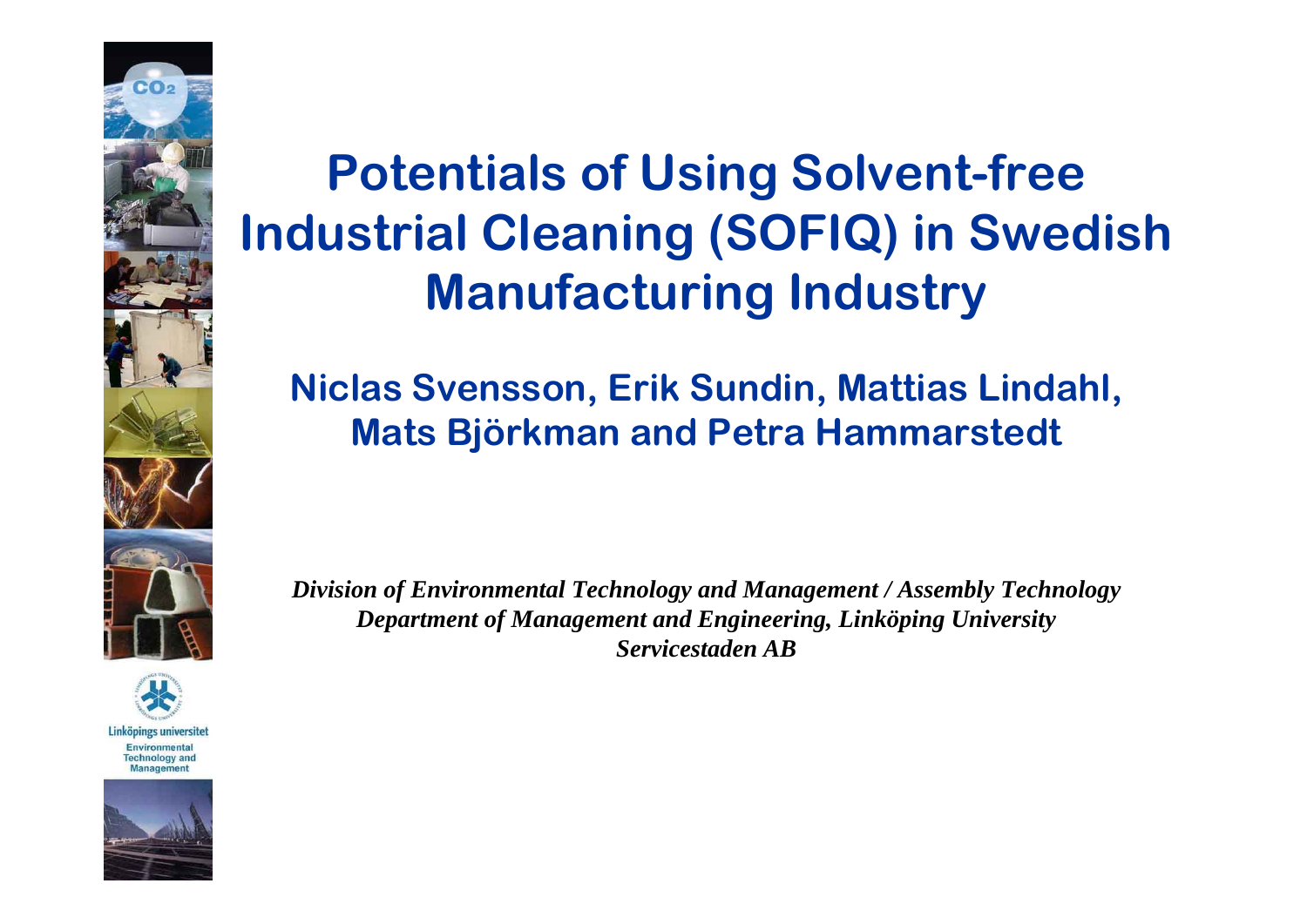# Potentials of Using Solvent-free Industrial Cleaning (SOFIQ) in Swedish Manufacturing Industry

**Niclas Svensson, Erik Sundin, Mattias Lindahl, Mats Björkman and Petra Hammarstedt**

*Division of Environmental Technology and Management / Assembly Technology*
*Department of Management and Engineering, Linköping University*
*Servicestaden AB*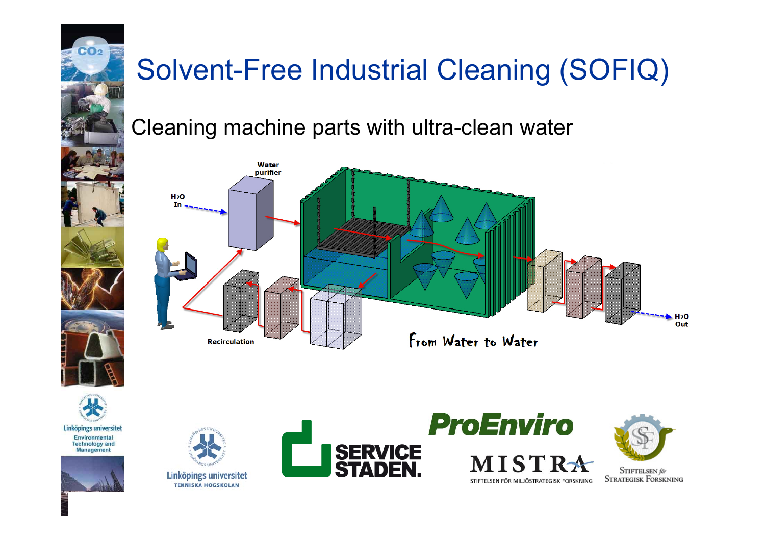# Solvent-Free Industrial Cleaning (SOFIQ)

Cleaning machine parts with ultra-clean water

Water purifier

$H_2O$ In

Recirculation

From Water to Water

$H_2O$ Out

Linköpings universitet
Environmental Technology and Management

Linköpings universitet
TEKNISKA HÖGSKOLAN

SERVICE STADEN.

ProEnviro

MISTRA
STIFTELSEN FÖR MILJÖSTRATEGISK FORSKNING

STIFTELSEN för STRATEGISK FORSKNING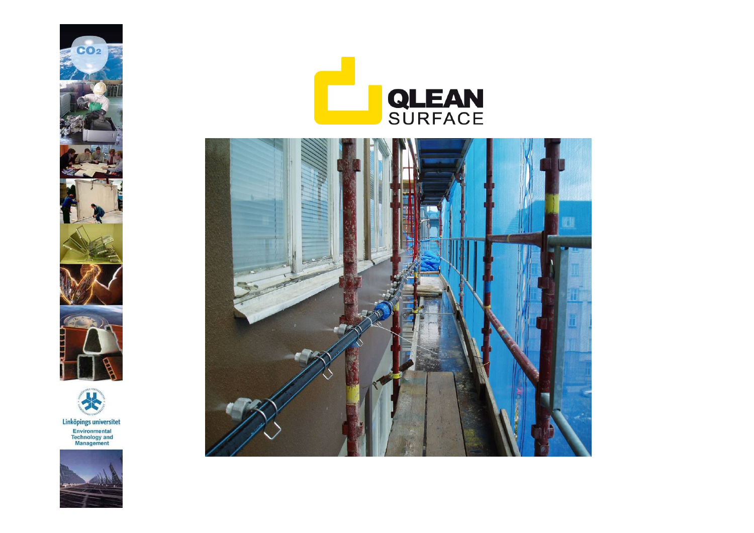QLEAN SURFACE

Linköpings universitet

Environmental Technology and Management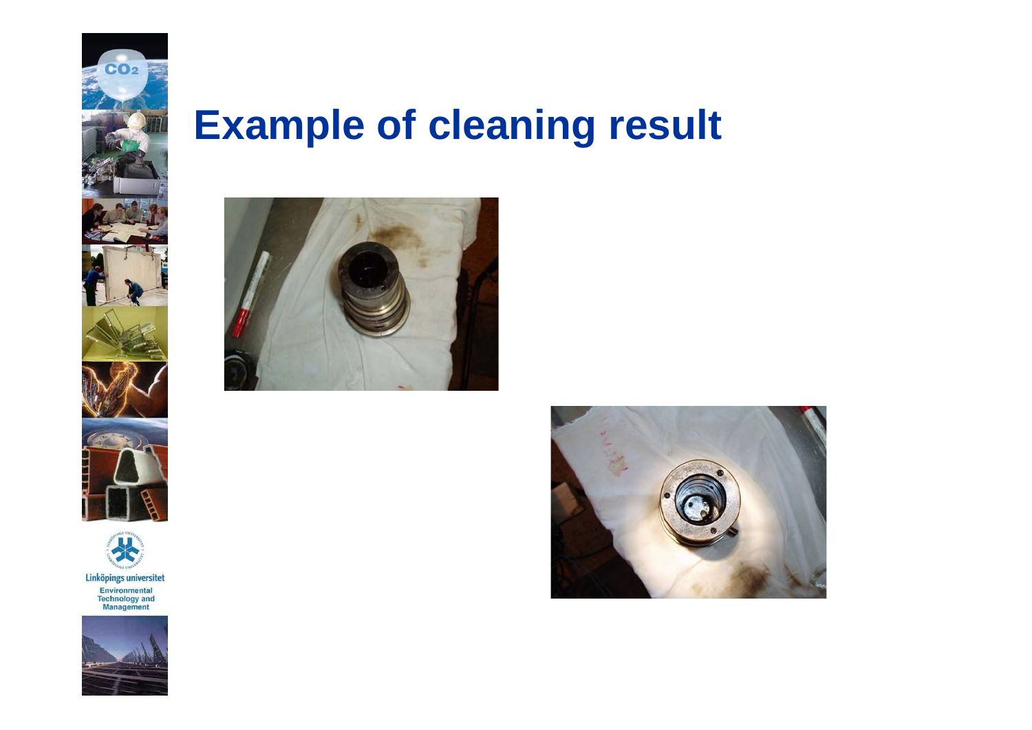# Example of cleaning result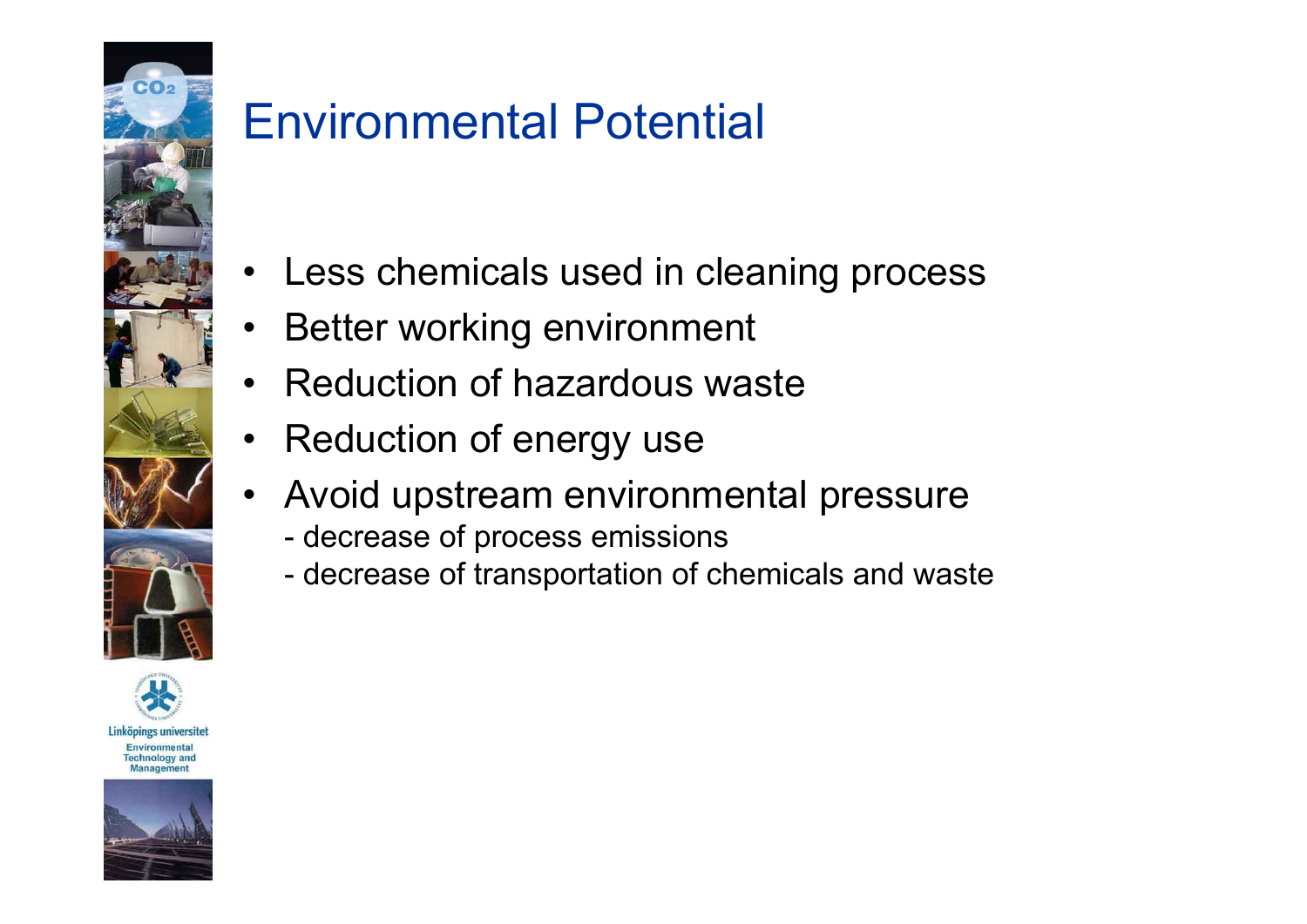# Environmental Potential

- Less chemicals used in cleaning process
- Better working environment
- Reduction of hazardous waste
- Reduction of energy use
- Avoid upstream environmental pressure
  - decrease of process emissions
  - decrease of transportation of chemicals and waste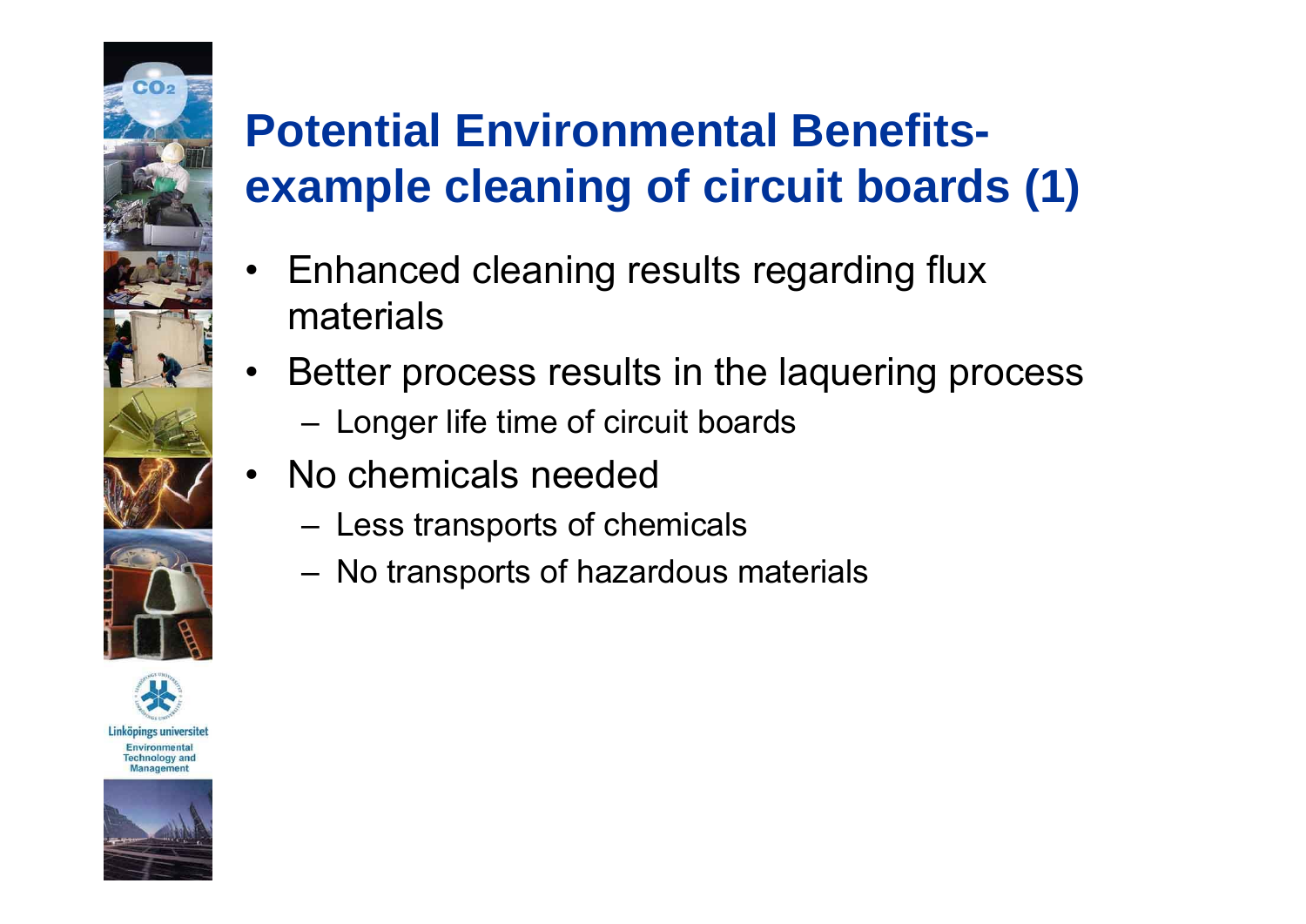# Potential Environmental Benefits- example cleaning of circuit boards (1)

- Enhanced cleaning results regarding flux materials
- Better process results in the laquering process
  - Longer life time of circuit boards
- No chemicals needed
  - Less transports of chemicals
  - No transports of hazardous materials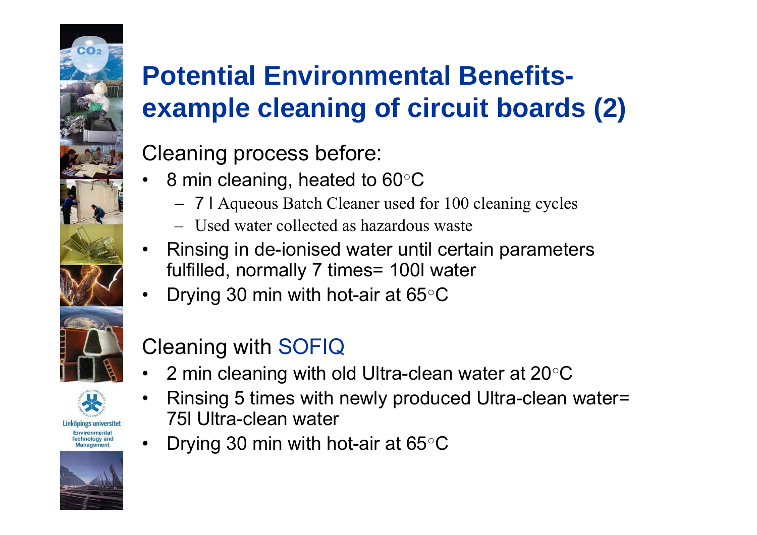# Potential Environmental Benefits- example cleaning of circuit boards (2)

Cleaning process before:

- 8 min cleaning, heated to 60°C
  - 7 l Aqueous Batch Cleaner used for 100 cleaning cycles
  - Used water collected as hazardous waste
- Rinsing in de-ionised water until certain parameters fulfilled, normally 7 times= 100l water
- Drying 30 min with hot-air at 65°C

Cleaning with SOFIQ

- 2 min cleaning with old Ultra-clean water at 20°C
- Rinsing 5 times with newly produced Ultra-clean water= 75l Ultra-clean water
- Drying 30 min with hot-air at 65°C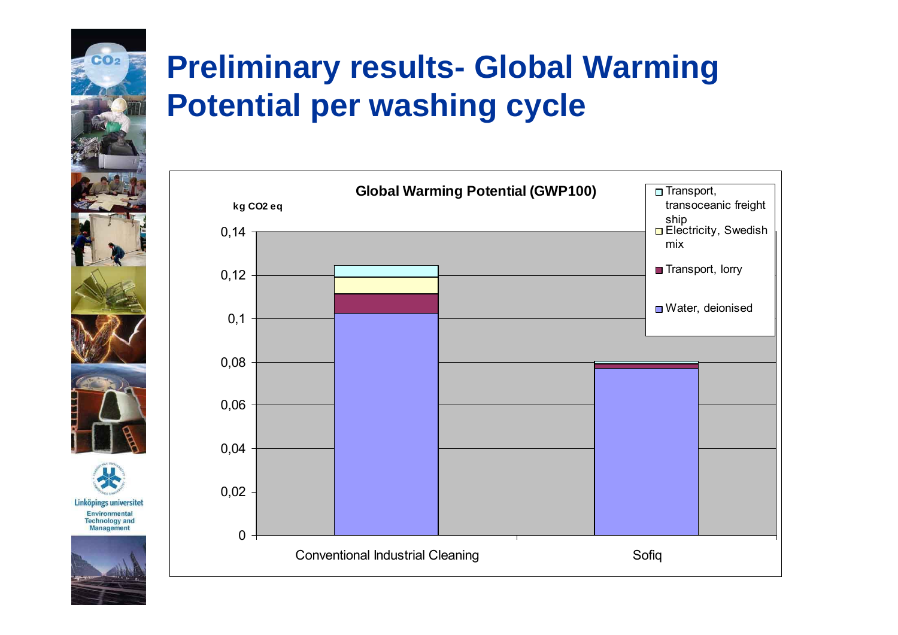# Preliminary results- Global Warming Potential per washing cycle

**Global Warming Potential (GWP100)**

kg CO2 eq

Legend:
- Transport, transoceanic freight ship
- Electricity, Swedish mix
- Transport, lorry
- Water, deionised

Y-axis: 0, 0,02, 0,04, 0,06, 0,08, 0,1, 0,12, 0,14

X-axis: Conventional Industrial Cleaning, Sofiq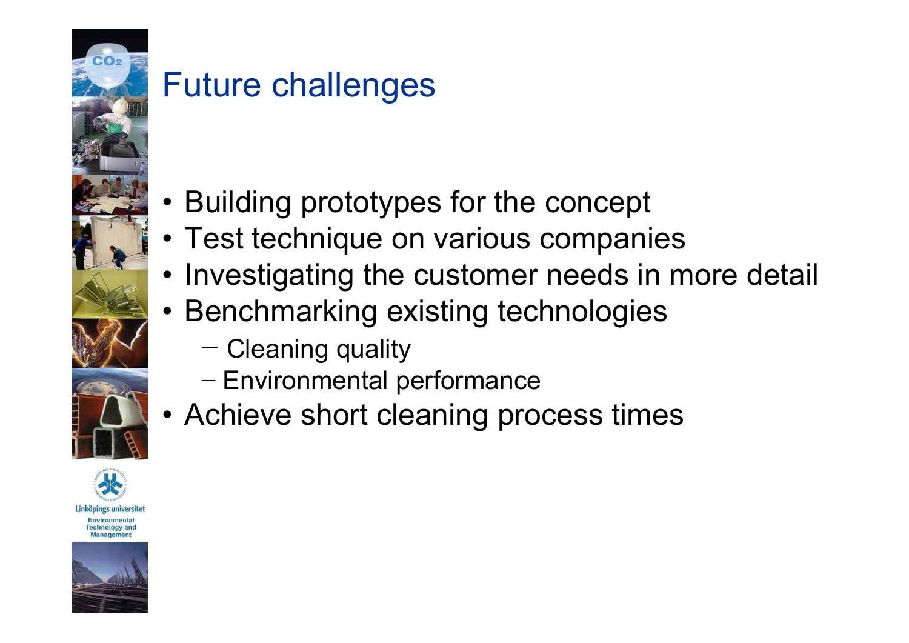# Future challenges

- Building prototypes for the concept
- Test technique on various companies
- Investigating the customer needs in more detail
- Benchmarking existing technologies
  - Cleaning quality
  - Environmental performance
- Achieve short cleaning process times